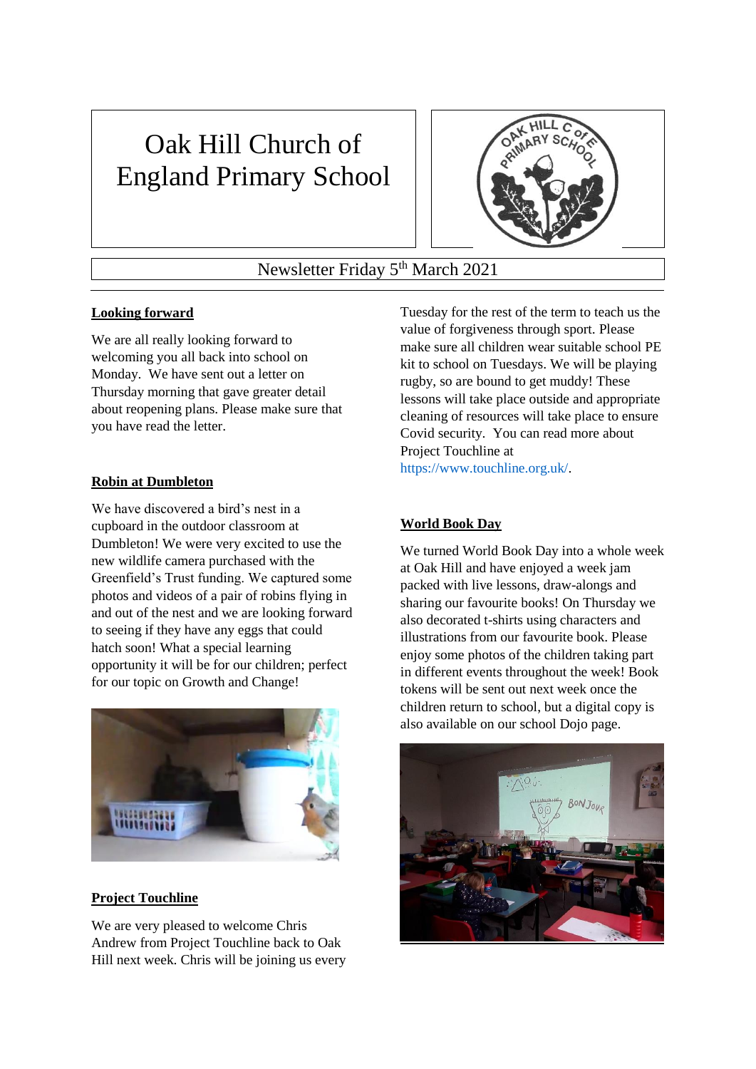# Oak Hill Church of England Primary School

Newsletter Friday 5th March 2021

## Looking forward

We are all really looking forward to welcoming you all back into school on Monday. We have sent out a letter on Thursday morning that gave greater detail about reopening plans. Please make sure that you have read the letter.

## Robin at Dumbleton

We have discovered a bird's nest in a cupboard in the outdoor classroom at Dumbleton! We were very excited to use the new wildlife camera purchased with the Greenfield's Trust funding. We captured some photos and videos of a pair of robins flying in and out of the nest and we are looking forward to seeing if they have any eggs that could hatch soon! What a special learning opportunity it will be for our children; perfect for our topic on Growth and Change!

## Project Touchline

We are very pleased to welcome Chris Andrew from Project Touchline back to Oak Hill next week. Chris will be joining us every Tuesday for the rest of the term to teach us the value of forgiveness through sport. Please make sure all children wear suitable school PE kit to school on Tuesdays. We will be playing rugby, so are bound to get muddy! These lessons will take place outside and appropriate cleaning of resources will take place to ensure Covid security. You can read more about Project Touchline at https://www.touchline.org.uk/.

## World Book Day

We turned World Book Day into a whole week at Oak Hill and have enjoyed a week jam packed with live lessons, draw-alongs and sharing our favourite books! On Thursday we also decorated t-shirts using characters and illustrations from our favourite book. Please enjoy some photos of the children taking part in different events throughout the week! Book tokens will be sent out next week once the children return to school, but a digital copy is also available on our school Dojo page.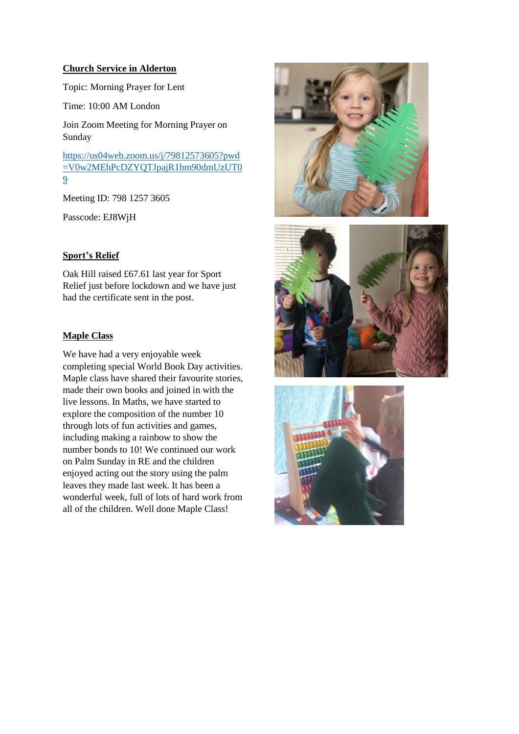## Church Service in Alderton

Topic: Morning Prayer for Lent

Time: 10:00 AM London

Join Zoom Meeting for Morning Prayer on Sunday

https://us04web.zoom.us/j/79812573605?pwd=V0w2MEhPcDZYQTJpajR1bm90dmUzUT09

Meeting ID: 798 1257 3605

Passcode: EJ8WjH

## Sport's Relief

Oak Hill raised £67.61 last year for Sport Relief just before lockdown and we have just had the certificate sent in the post.

## Maple Class

We have had a very enjoyable week completing special World Book Day activities. Maple class have shared their favourite stories, made their own books and joined in with the live lessons. In Maths, we have started to explore the composition of the number 10 through lots of fun activities and games, including making a rainbow to show the number bonds to 10! We continued our work on Palm Sunday in RE and the children enjoyed acting out the story using the palm leaves they made last week. It has been a wonderful week, full of lots of hard work from all of the children. Well done Maple Class!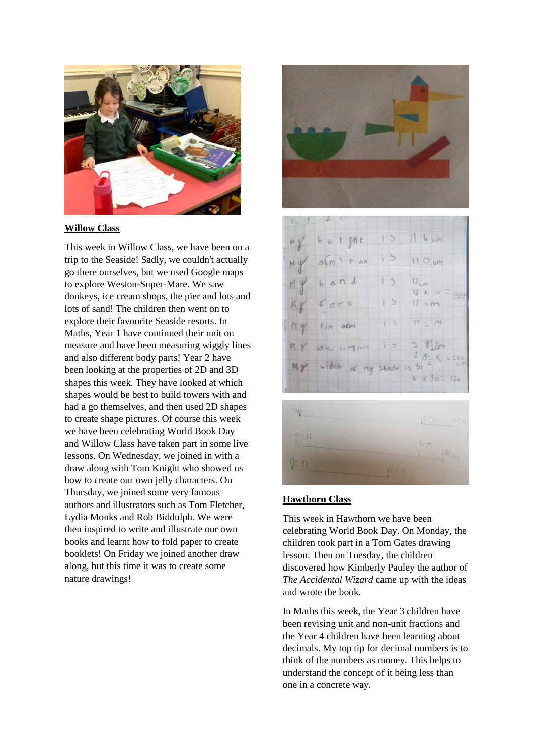## Willow Class

This week in Willow Class, we have been on a trip to the Seaside! Sadly, we couldn't actually go there ourselves, but we used Google maps to explore Weston-Super-Mare. We saw donkeys, ice cream shops, the pier and lots and lots of sand! The children then went on to explore their favourite Seaside resorts. In Maths, Year 1 have continued their unit on measure and have been measuring wiggly lines and also different body parts! Year 2 have been looking at the properties of 2D and 3D shapes this week. They have looked at which shapes would be best to build towers with and had a go themselves, and then used 2D shapes to create shape pictures. Of course this week we have been celebrating World Book Day and Willow Class have taken part in some live lessons. On Wednesday, we joined in with a draw along with Tom Knight who showed us how to create our own jelly characters. On Thursday, we joined some very famous authors and illustrators such as Tom Fletcher, Lydia Monks and Rob Biddulph. We were then inspired to write and illustrate our own books and learnt how to fold paper to create booklets! On Friday we joined another draw along, but this time it was to create some nature drawings!

## Hawthorn Class

This week in Hawthorn we have been celebrating World Book Day. On Monday, the children took part in a Tom Gates drawing lesson. Then on Tuesday, the children discovered how Kimberly Pauley the author of *The Accidental Wizard* came up with the ideas and wrote the book.

In Maths this week, the Year 3 children have been revising unit and non-unit fractions and the Year 4 children have been learning about decimals. My top tip for decimal numbers is to think of the numbers as money. This helps to understand the concept of it being less than one in a concrete way.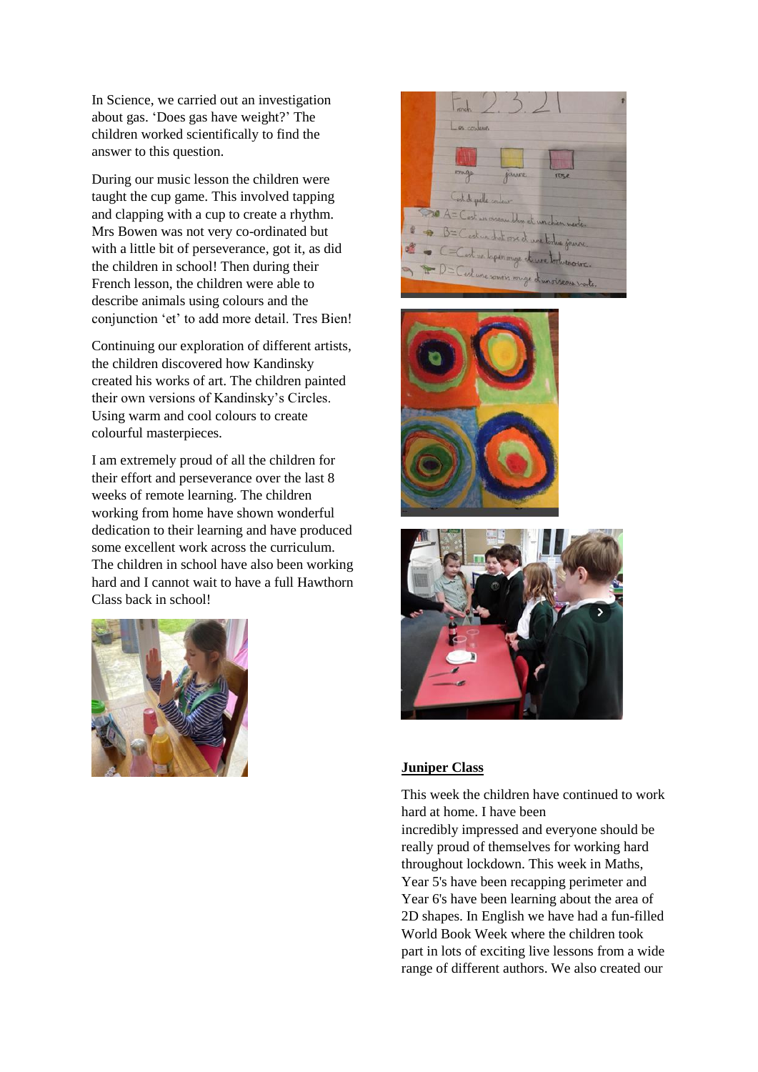In Science, we carried out an investigation about gas. 'Does gas have weight?' The children worked scientifically to find the answer to this question.

During our music lesson the children were taught the cup game. This involved tapping and clapping with a cup to create a rhythm. Mrs Bowen was not very co-ordinated but with a little bit of perseverance, got it, as did the children in school! Then during their French lesson, the children were able to describe animals using colours and the conjunction 'et' to add more detail. Tres Bien!

Continuing our exploration of different artists, the children discovered how Kandinsky created his works of art. The children painted their own versions of Kandinsky's Circles. Using warm and cool colours to create colourful masterpieces.

I am extremely proud of all the children for their effort and perseverance over the last 8 weeks of remote learning. The children working from home have shown wonderful dedication to their learning and have produced some excellent work across the curriculum. The children in school have also been working hard and I cannot wait to have a full Hawthorn Class back in school!

**Juniper Class**

This week the children have continued to work hard at home. I have been incredibly impressed and everyone should be really proud of themselves for working hard throughout lockdown. This week in Maths, Year 5's have been recapping perimeter and Year 6's have been learning about the area of 2D shapes. In English we have had a fun-filled World Book Week where the children took part in lots of exciting live lessons from a wide range of different authors. We also created our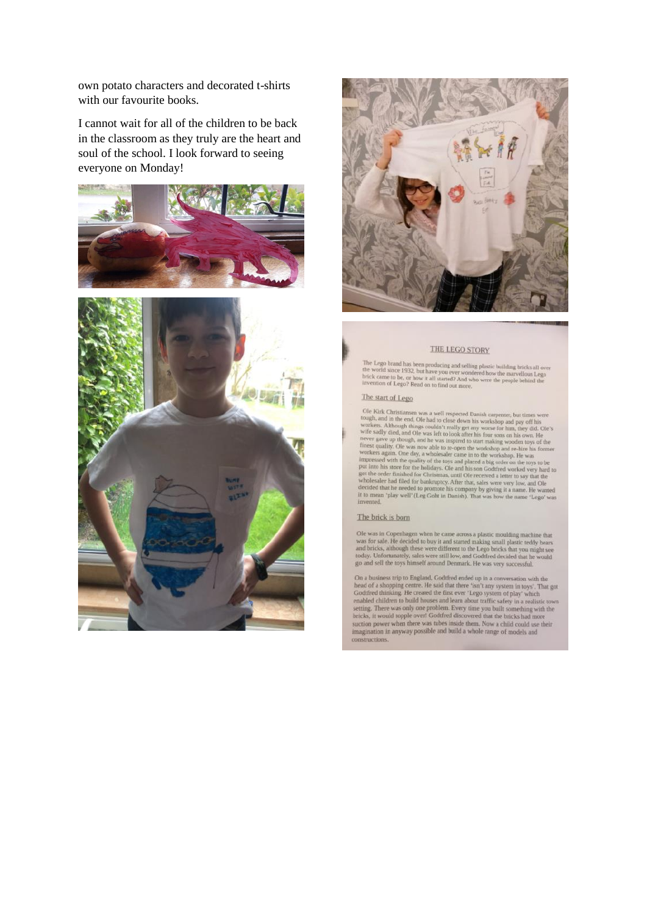own potato characters and decorated t-shirts with our favourite books.

I cannot wait for all of the children to be back in the classroom as they truly are the heart and soul of the school. I look forward to seeing everyone on Monday!

THE LEGO STORY

The Lego brand has been producing and selling plastic building bricks all over the world since 1932, but have you ever wondered how the marvellous Lego brick came to be, or how it all started? And who were the people behind the invention of Lego? Read on to find out more.

The start of Lego

Ole Kirk Christiansen was a well respected Danish carpenter, but times were tough, and in the end, Ole had to close down his workshop and pay off his workers. Although things couldn't really get any worse for him, they did. Ole's wife sadly died, and Ole was left to look after his four sons on his own. He never gave up though, and he was inspired to start making wooden toys of the finest quality. Ole was now able to re-open the workshop and re-hire his former workers again. One day, a wholesaler came in to the workshop. He was impressed with the quality of the toys and placed a big order on the toys to be put into his store for the holidays. Ole and his son Godtfred worked very hard to get the order finished for Christmas, until Ole received a letter to say that the wholesaler had filed for bankruptcy. After that, sales were very low, and Ole decided that he needed to promote his company by giving it a name. He wanted it to mean 'play well' (Leg Godt in Danish). That was how the name 'Lego' was invented.

The brick is born

Ole was in Copenhagen when he came across a plastic moulding machine that was for sale. He decided to buy it and started making small plastic teddy bears and bricks, although these were different to the Lego bricks that you might see today. Unfortunately, sales were still low, and Godtfred decided that he would go and sell the toys himself around Denmark. He was very successful.

On a business trip to England, Godtfred ended up in a conversation with the head of a shopping centre. He said that there 'isn't any system in toys'. That got Godtfred thinking. He created the first ever 'Lego system of play' which enabled children to build houses and learn about traffic safety in a realistic town setting. There was only one problem. Every time you built something with the bricks, it would topple over! Godtfred discovered that the bricks had more suction power when there was tubes inside them. Now a child could use their imagination in anyway possible and build a whole range of models and constructions.